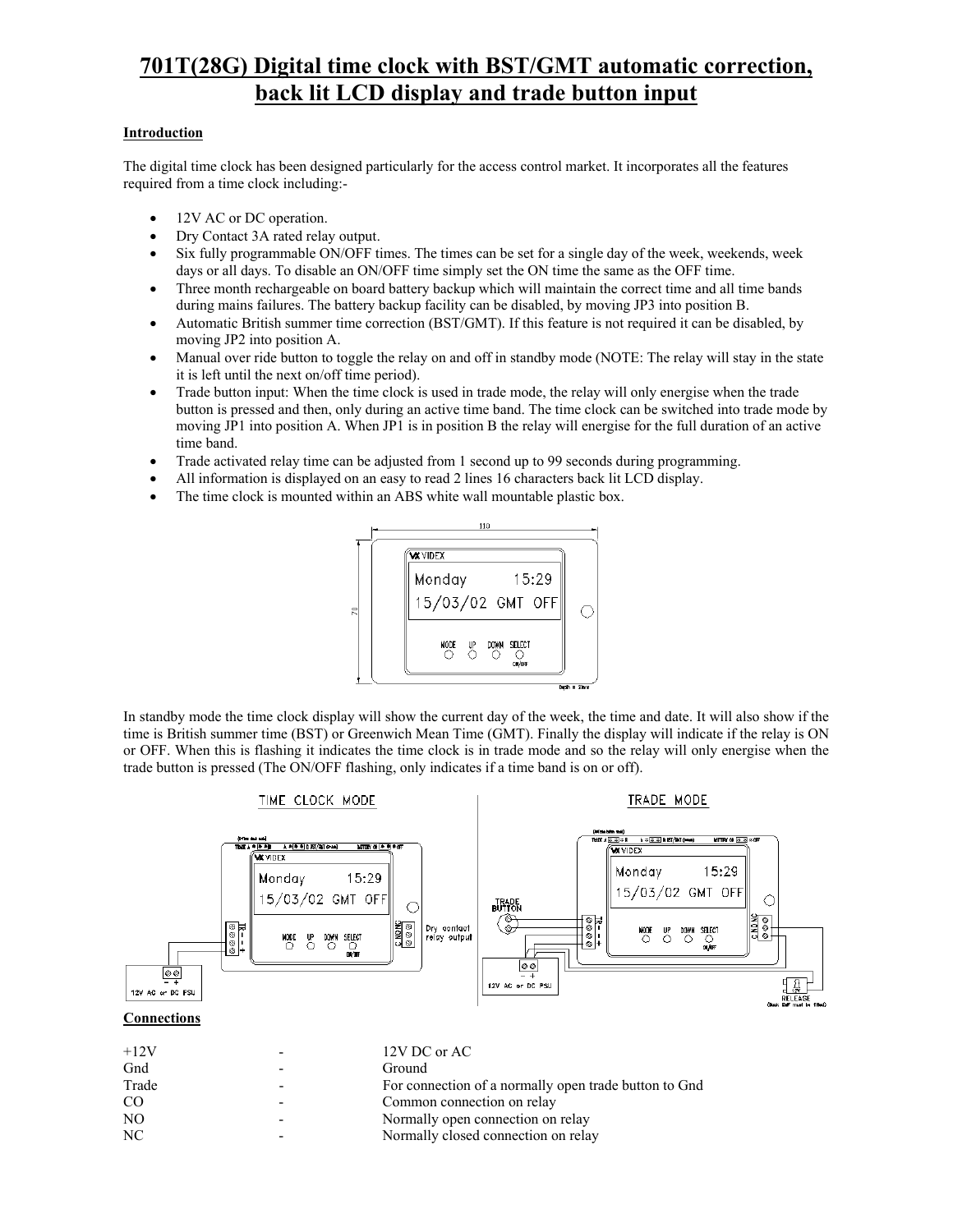# 701T(28G) Digital time clock with BST/GMT automatic correction, back lit LCD display and trade button input

## Introduction

The digital time clock has been designed particularly for the access control market. It incorporates all the features required from a time clock including:-

- 12V AC or DC operation.
- Dry Contact 3A rated relay output.
- Six fully programmable ON/OFF times. The times can be set for a single day of the week, weekends, week days or all days. To disable an ON/OFF time simply set the ON time the same as the OFF time.
- Three month rechargeable on board battery backup which will maintain the correct time and all time bands during mains failures. The battery backup facility can be disabled, by moving JP3 into position B.
- Automatic British summer time correction (BST/GMT). If this feature is not required it can be disabled, by moving JP2 into position A.
- Manual over ride button to toggle the relay on and off in standby mode (NOTE: The relay will stay in the state it is left until the next on/off time period).
- Trade button input: When the time clock is used in trade mode, the relay will only energise when the trade button is pressed and then, only during an active time band. The time clock can be switched into trade mode by moving JP1 into position A. When JP1 is in position B the relay will energise for the full duration of an active time band.
- Trade activated relay time can be adjusted from 1 second up to 99 seconds during programming.
- All information is displayed on an easy to read 2 lines 16 characters back lit LCD display.
- The time clock is mounted within an ABS white wall mountable plastic box.

In standby mode the time clock display will show the current day of the week, the time and date. It will also show if the time is British summer time (BST) or Greenwich Mean Time (GMT). Finally the display will indicate if the relay is ON or OFF. When this is flashing it indicates the time clock is in trade mode and so the relay will only energise when the trade button is pressed (The ON/OFF flashing, only indicates if a time band is on or off).

## Connections

| | | |
|---|---|---|
| +12V | - | 12V DC or AC |
| Gnd | - | Ground |
| Trade | - | For connection of a normally open trade button to Gnd |
| CO | - | Common connection on relay |
| NO | - | Normally open connection on relay |
| NC | - | Normally closed connection on relay |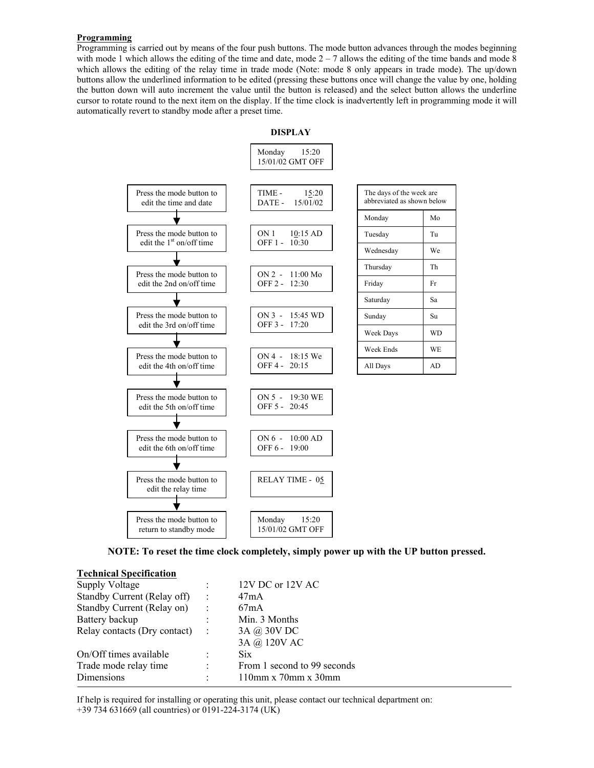## Programming

Programming is carried out by means of the four push buttons. The mode button advances through the modes beginning with mode 1 which allows the editing of the time and date, mode 2 – 7 allows the editing of the time bands and mode 8 which allows the editing of the relay time in trade mode (Note: mode 8 only appears in trade mode). The up/down buttons allow the underlined information to be edited (pressing these buttons once will change the value by one, holding the button down will auto increment the value until the button is released) and the select button allows the underline cursor to rotate round to the next item on the display. If the time clock is inadvertently left in programming mode it will automatically revert to standby mode after a preset time.

**DISPLAY**

| | |
|---|---|
| | Monday 15:20<br>15/01/02 GMT OFF |
| Press the mode button to edit the time and date | TIME - 15:20<br>DATE - 15/01/02 |
| Press the mode button to edit the 1st on/off time | ON 1 10:15 AD<br>OFF 1 - 10:30 |
| Press the mode button to edit the 2nd on/off time | ON 2 - 11:00 Mo<br>OFF 2 - 12:30 |
| Press the mode button to edit the 3rd on/off time | ON 3 - 15:45 WD<br>OFF 3 - 17:20 |
| Press the mode button to edit the 4th on/off time | ON 4 - 18:15 We<br>OFF 4 - 20:15 |
| Press the mode button to edit the 5th on/off time | ON 5 - 19:30 WE<br>OFF 5 - 20:45 |
| Press the mode button to edit the 6th on/off time | ON 6 - 10:00 AD<br>OFF 6 - 19:00 |
| Press the mode button to edit the relay time | RELAY TIME - 05 |
| Press the mode button to return to standby mode | Monday 15:20<br>15/01/02 GMT OFF |

| The days of the week are abbreviated as shown below | |
|---|---|
| Monday | Mo |
| Tuesday | Tu |
| Wednesday | We |
| Thursday | Th |
| Friday | Fr |
| Saturday | Sa |
| Sunday | Su |
| Week Days | WD |
| Week Ends | WE |
| All Days | AD |

**NOTE: To reset the time clock completely, simply power up with the UP button pressed.**

## Technical Specification

| | | |
|---|---|---|
| Supply Voltage | : | 12V DC or 12V AC |
| Standby Current (Relay off) | : | 47mA |
| Standby Current (Relay on) | : | 67mA |
| Battery backup | : | Min. 3 Months |
| Relay contacts (Dry contact) | : | 3A @ 30V DC<br>3A @ 120V AC |
| On/Off times available | : | Six |
| Trade mode relay time | : | From 1 second to 99 seconds |
| Dimensions | : | 110mm x 70mm x 30mm |

If help is required for installing or operating this unit, please contact our technical department on:
+39 734 631669 (all countries) or 0191-224-3174 (UK)